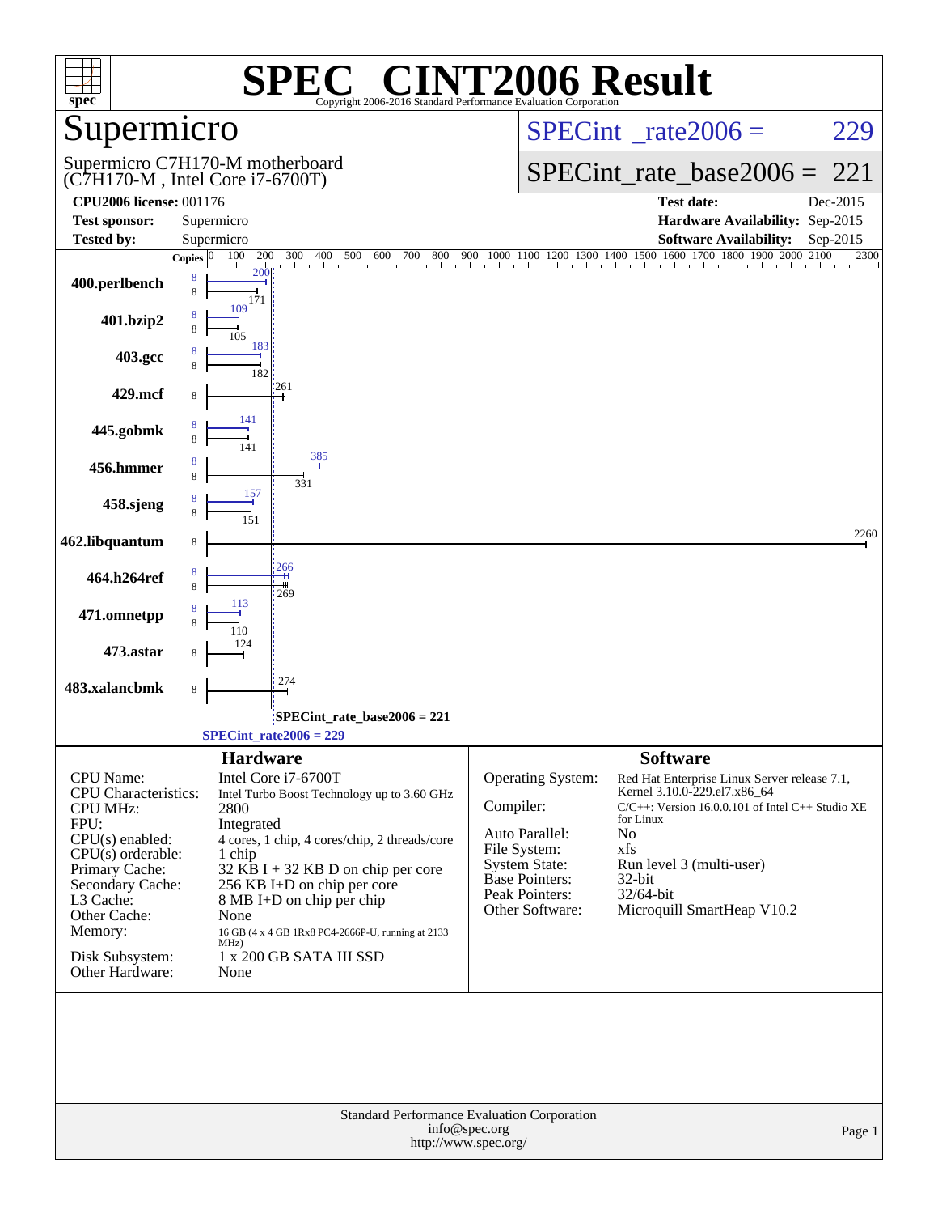# SPEC® CINT2006 Result

Copyright 2006-2016 Standard Performance Evaluation Corporation

## Supermicro

Supermicro C7H170-M motherboard
(C7H170-M , Intel Core i7-6700T)

SPECint_rate2006 = 229

SPECint_rate_base2006 = 221

| | | | |
|---|---|---|---|
| **CPU2006 license:** 001176 | | **Test date:** | Dec-2015 |
| **Test sponsor:** | Supermicro | **Hardware Availability:** | Sep-2015 |
| **Tested by:** | Supermicro | **Software Availability:** | Sep-2015 |

| Benchmark | Copies (peak) | Peak | Copies (base) | Base |
|---|---|---|---|---|
| 400.perlbench | 8 | 200 | 8 | 171 |
| 401.bzip2 | 8 | 109 | 8 | 105 |
| 403.gcc | 8 | 183 | 8 | 182 |
| 429.mcf | | | 8 | 261 |
| 445.gobmk | 8 | 141 | 8 | 141 |
| 456.hmmer | 8 | 385 | 8 | 331 |
| 458.sjeng | 8 | 157 | 8 | 151 |
| 462.libquantum | | | 8 | 2260 |
| 464.h264ref | 8 | 266 | 8 | 269 |
| 471.omnetpp | 8 | 113 | 8 | 110 |
| 473.astar | | | 8 | 124 |
| 483.xalancbmk | | | 8 | 274 |

SPECint_rate_base2006 = 221

SPECint_rate2006 = 229

## Hardware

| | |
|---|---|
| CPU Name: | Intel Core i7-6700T |
| CPU Characteristics: | Intel Turbo Boost Technology up to 3.60 GHz |
| CPU MHz: | 2800 |
| FPU: | Integrated |
| CPU(s) enabled: | 4 cores, 1 chip, 4 cores/chip, 2 threads/core |
| CPU(s) orderable: | 1 chip |
| Primary Cache: | 32 KB I + 32 KB D on chip per core |
| Secondary Cache: | 256 KB I+D on chip per core |
| L3 Cache: | 8 MB I+D on chip per chip |
| Other Cache: | None |
| Memory: | 16 GB (4 x 4 GB 1Rx8 PC4-2666P-U, running at 2133 MHz) |
| Disk Subsystem: | 1 x 200 GB SATA III SSD |
| Other Hardware: | None |

## Software

| | |
|---|---|
| Operating System: | Red Hat Enterprise Linux Server release 7.1, Kernel 3.10.0-229.el7.x86_64 |
| Compiler: | C/C++: Version 16.0.0.101 of Intel C++ Studio XE for Linux |
| Auto Parallel: | No |
| File System: | xfs |
| System State: | Run level 3 (multi-user) |
| Base Pointers: | 32-bit |
| Peak Pointers: | 32/64-bit |
| Other Software: | Microquill SmartHeap V10.2 |

Standard Performance Evaluation Corporation
info@spec.org
http://www.spec.org/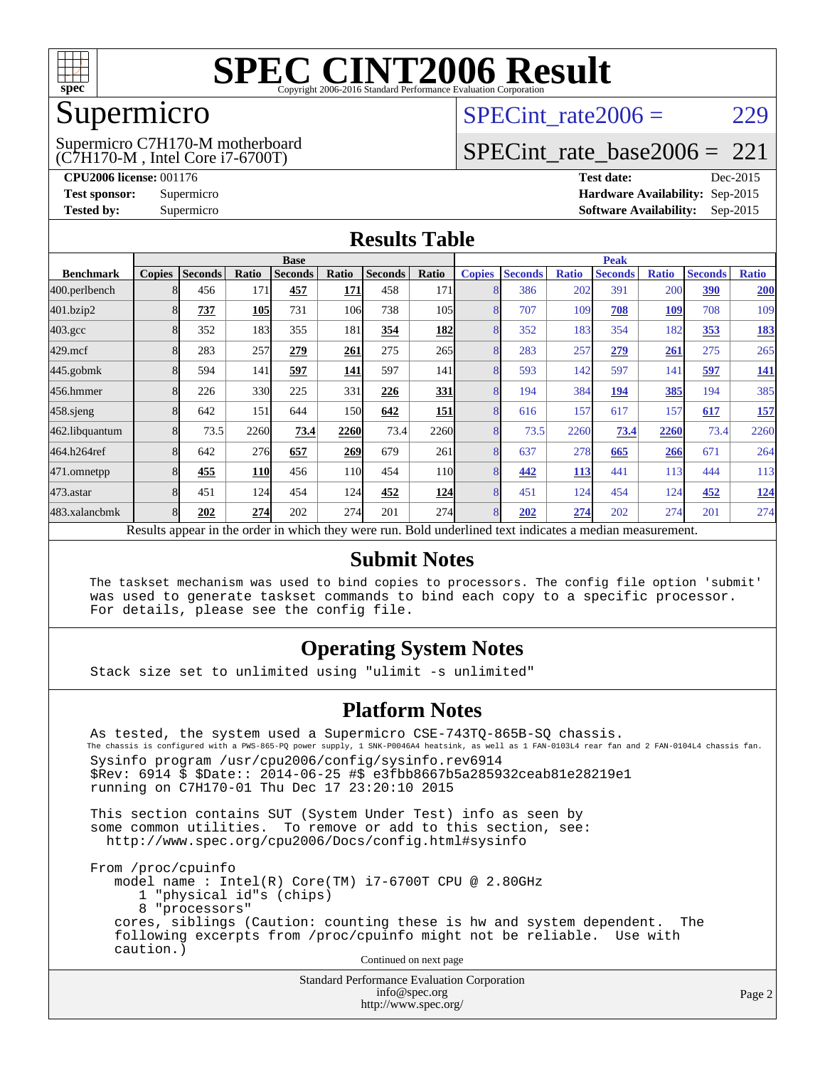# SPEC CINT2006 Result

Copyright 2006-2016 Standard Performance Evaluation Corporation

## Supermicro

Supermicro C7H170-M motherboard
(C7H170-M , Intel Core i7-6700T)

SPECint_rate2006 = 229

SPECint_rate_base2006 = 221

**CPU2006 license:** 001176
**Test sponsor:** Supermicro
**Tested by:** Supermicro

**Test date:** Dec-2015
**Hardware Availability:** Sep-2015
**Software Availability:** Sep-2015

## Results Table

| Benchmark | Base | | | | | | | Peak | | | | | | |
|---|---|---|---|---|---|---|---|---|---|---|---|---|---|---|
| | Copies | Seconds | Ratio | Seconds | Ratio | Seconds | Ratio | Copies | Seconds | Ratio | Seconds | Ratio | Seconds | Ratio |
| 400.perlbench | 8 | 456 | 171 | **457** | **171** | 458 | 171 | 8 | 386 | 202 | 391 | 200 | **390** | **200** |
| 401.bzip2 | 8 | **737** | **105** | 731 | 106 | 738 | 105 | 8 | 707 | 109 | **708** | **109** | 708 | 109 |
| 403.gcc | 8 | 352 | 183 | 355 | 181 | **354** | **182** | 8 | 352 | 183 | 354 | 182 | **353** | **183** |
| 429.mcf | 8 | 283 | 257 | **279** | **261** | 275 | 265 | 8 | 283 | 257 | **279** | **261** | 275 | 265 |
| 445.gobmk | 8 | 594 | 141 | **597** | **141** | 597 | 141 | 8 | 593 | 142 | 597 | 141 | **597** | **141** |
| 456.hmmer | 8 | 226 | 330 | 225 | 331 | **226** | **331** | 8 | 194 | 384 | **194** | **385** | 194 | 385 |
| 458.sjeng | 8 | 642 | 151 | 644 | 150 | **642** | **151** | 8 | 616 | 157 | 617 | 157 | **617** | **157** |
| 462.libquantum | 8 | 73.5 | 2260 | **73.4** | **2260** | 73.4 | 2260 | 8 | 73.5 | 2260 | **73.4** | **2260** | 73.4 | 2260 |
| 464.h264ref | 8 | 642 | 276 | **657** | **269** | 679 | 261 | 8 | 637 | 278 | **665** | **266** | 671 | 264 |
| 471.omnetpp | 8 | **455** | **110** | 456 | 110 | 454 | 110 | 8 | **442** | **113** | 441 | 113 | 444 | 113 |
| 473.astar | 8 | 451 | 124 | 454 | 124 | **452** | **124** | 8 | 451 | 124 | 454 | 124 | **452** | **124** |
| 483.xalancbmk | 8 | **202** | **274** | 202 | 274 | 201 | 274 | 8 | **202** | **274** | 202 | 274 | 201 | 274 |

Results appear in the order in which they were run. Bold underlined text indicates a median measurement.

## Submit Notes

```
The taskset mechanism was used to bind copies to processors. The config file option 'submit'
was used to generate taskset commands to bind each copy to a specific processor.
For details, please see the config file.
```

## Operating System Notes

```
Stack size set to unlimited using "ulimit -s unlimited"
```

## Platform Notes

```
As tested, the system used a Supermicro CSE-743TQ-865B-SQ chassis.
The chassis is configured with a PWS-865-PQ power supply, 1 SNK-P0046A4 heatsink, as well as 1 FAN-0103L4 rear fan and 2 FAN-0104L4 chassis fan.
Sysinfo program /usr/cpu2006/config/sysinfo.rev6914
$Rev: 6914 $ $Date:: 2014-06-25 #$ e3fbb8667b5a285932ceab81e28219e1
running on C7H170-01 Thu Dec 17 23:20:10 2015

This section contains SUT (System Under Test) info as seen by
some common utilities.  To remove or add to this section, see:
  http://www.spec.org/cpu2006/Docs/config.html#sysinfo

From /proc/cpuinfo
   model name : Intel(R) Core(TM) i7-6700T CPU @ 2.80GHz
      1 "physical id"s (chips)
      8 "processors"
   cores, siblings (Caution: counting these is hw and system dependent.  The
   following excerpts from /proc/cpuinfo might not be reliable.  Use with
   caution.)
```

Continued on next page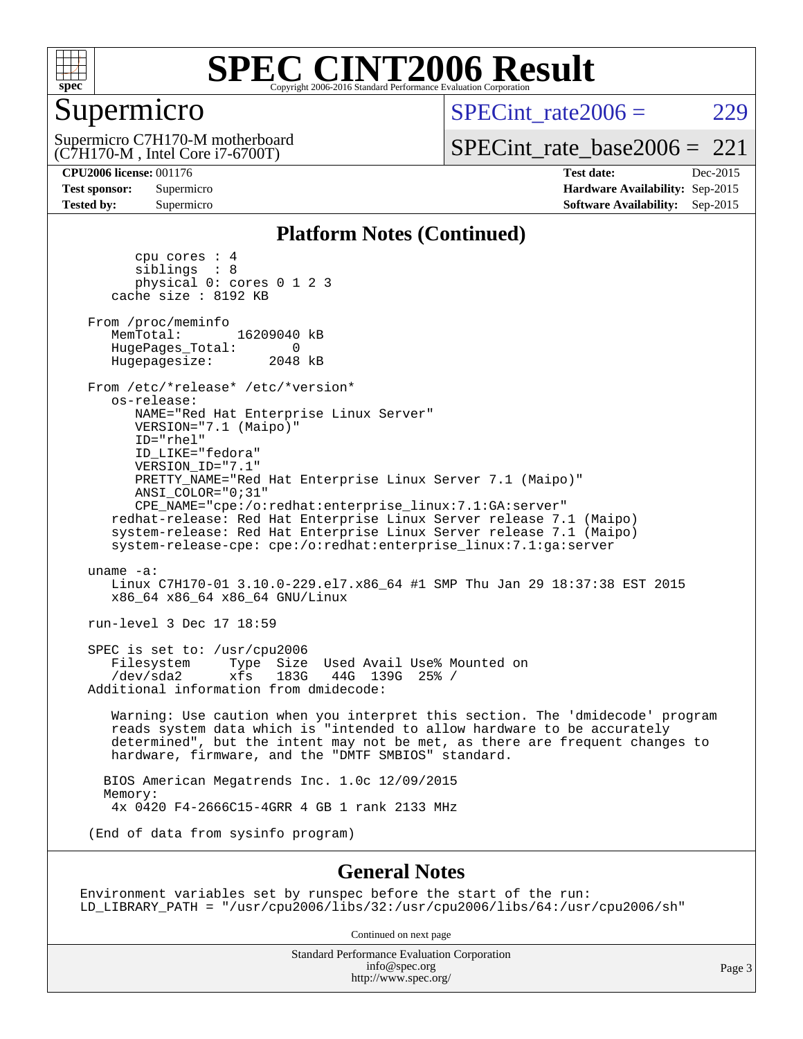# SPEC CINT2006 Result

## Supermicro

Supermicro C7H170-M motherboard
(C7H170-M , Intel Core i7-6700T)

SPECint_rate2006 = 229

SPECint_rate_base2006 = 221

**CPU2006 license:** 001176
**Test sponsor:** Supermicro
**Tested by:** Supermicro

**Test date:** Dec-2015
**Hardware Availability:** Sep-2015
**Software Availability:** Sep-2015

## Platform Notes (Continued)

```
        cpu cores : 4
        siblings  : 8
        physical 0: cores 0 1 2 3
     cache size : 8192 KB

  From /proc/meminfo
     MemTotal:       16209040 kB
     HugePages_Total:       0
     Hugepagesize:       2048 kB

  From /etc/*release* /etc/*version*
     os-release:
        NAME="Red Hat Enterprise Linux Server"
        VERSION="7.1 (Maipo)"
        ID="rhel"
        ID_LIKE="fedora"
        VERSION_ID="7.1"
        PRETTY_NAME="Red Hat Enterprise Linux Server 7.1 (Maipo)"
        ANSI_COLOR="0;31"
        CPE_NAME="cpe:/o:redhat:enterprise_linux:7.1:GA:server"
     redhat-release: Red Hat Enterprise Linux Server release 7.1 (Maipo)
     system-release: Red Hat Enterprise Linux Server release 7.1 (Maipo)
     system-release-cpe: cpe:/o:redhat:enterprise_linux:7.1:ga:server

  uname -a:
     Linux C7H170-01 3.10.0-229.el7.x86_64 #1 SMP Thu Jan 29 18:37:38 EST 2015
     x86_64 x86_64 x86_64 GNU/Linux

  run-level 3 Dec 17 18:59

  SPEC is set to: /usr/cpu2006
     Filesystem     Type  Size  Used Avail Use% Mounted on
     /dev/sda2      xfs   183G   44G  139G  25% /
  Additional information from dmidecode:

     Warning: Use caution when you interpret this section. The 'dmidecode' program
     reads system data which is "intended to allow hardware to be accurately
     determined", but the intent may not be met, as there are frequent changes to
     hardware, firmware, and the "DMTF SMBIOS" standard.

    BIOS American Megatrends Inc. 1.0c 12/09/2015
    Memory:
     4x 0420 F4-2666C15-4GRR 4 GB 1 rank 2133 MHz

  (End of data from sysinfo program)
```

## General Notes

```
Environment variables set by runspec before the start of the run:
LD_LIBRARY_PATH = "/usr/cpu2006/libs/32:/usr/cpu2006/libs/64:/usr/cpu2006/sh"
```

Continued on next page

Standard Performance Evaluation Corporation
info@spec.org
http://www.spec.org/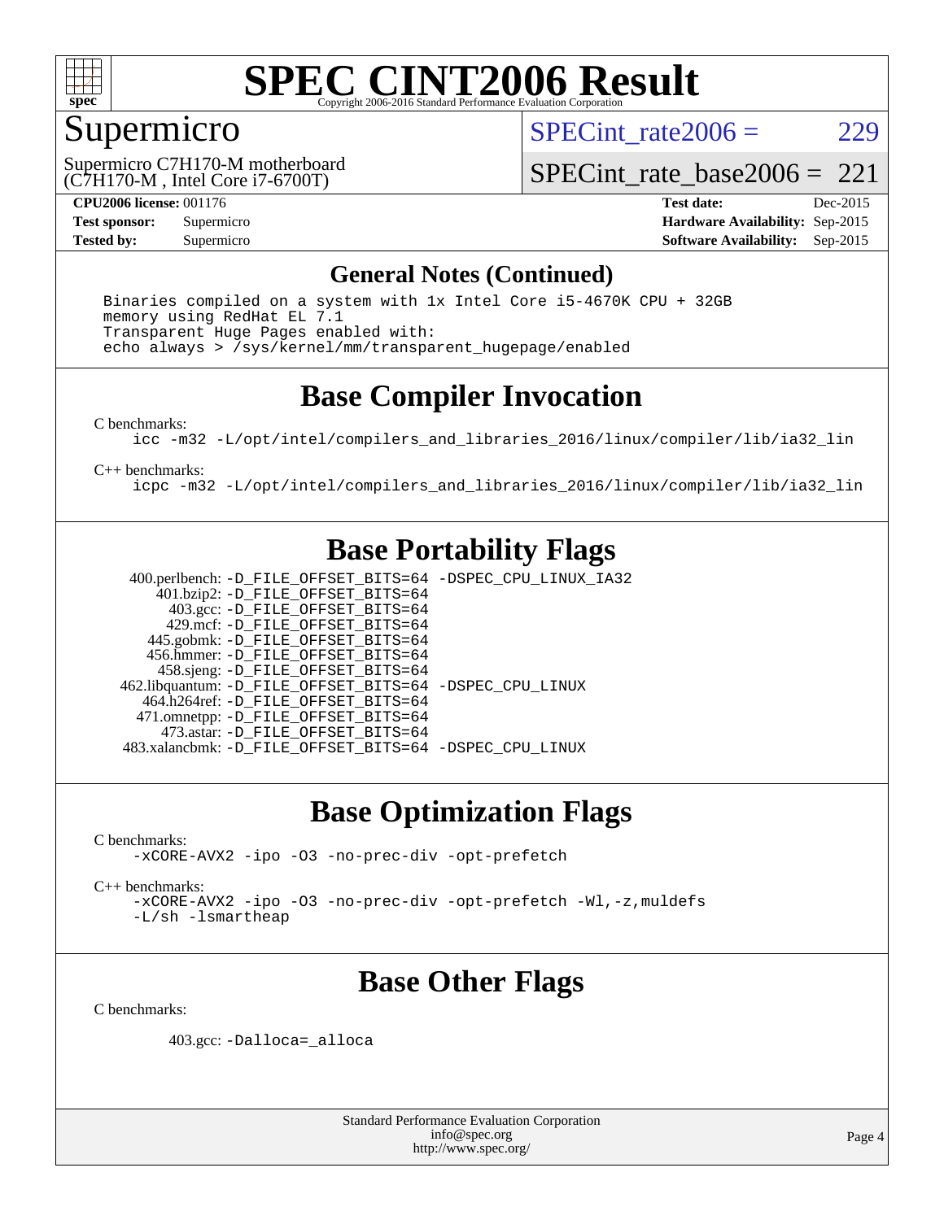# SPEC CINT2006 Result

Copyright 2006-2016 Standard Performance Evaluation Corporation

## Supermicro

Supermicro C7H170-M motherboard
(C7H170-M , Intel Core i7-6700T)

SPECint_rate2006 = 229

SPECint_rate_base2006 = 221

| | | | |
|---|---|---|---|
| **CPU2006 license:** 001176 | | **Test date:** | Dec-2015 |
| **Test sponsor:** | Supermicro | **Hardware Availability:** | Sep-2015 |
| **Tested by:** | Supermicro | **Software Availability:** | Sep-2015 |

## General Notes (Continued)

```
Binaries compiled on a system with 1x Intel Core i5-4670K CPU + 32GB
memory using RedHat EL 7.1
Transparent Huge Pages enabled with:
echo always > /sys/kernel/mm/transparent_hugepage/enabled
```

## Base Compiler Invocation

C benchmarks:

```
icc -m32 -L/opt/intel/compilers_and_libraries_2016/linux/compiler/lib/ia32_lin
```

C++ benchmarks:

```
icpc -m32 -L/opt/intel/compilers_and_libraries_2016/linux/compiler/lib/ia32_lin
```

## Base Portability Flags

```
400.perlbench: -D_FILE_OFFSET_BITS=64 -DSPEC_CPU_LINUX_IA32
    401.bzip2: -D_FILE_OFFSET_BITS=64
      403.gcc: -D_FILE_OFFSET_BITS=64
      429.mcf: -D_FILE_OFFSET_BITS=64
    445.gobmk: -D_FILE_OFFSET_BITS=64
   456.hmmer: -D_FILE_OFFSET_BITS=64
   458.sjeng: -D_FILE_OFFSET_BITS=64
462.libquantum: -D_FILE_OFFSET_BITS=64 -DSPEC_CPU_LINUX
  464.h264ref: -D_FILE_OFFSET_BITS=64
  471.omnetpp: -D_FILE_OFFSET_BITS=64
    473.astar: -D_FILE_OFFSET_BITS=64
483.xalancbmk: -D_FILE_OFFSET_BITS=64 -DSPEC_CPU_LINUX
```

## Base Optimization Flags

C benchmarks:

```
-xCORE-AVX2 -ipo -O3 -no-prec-div -opt-prefetch
```

C++ benchmarks:

```
-xCORE-AVX2 -ipo -O3 -no-prec-div -opt-prefetch -Wl,-z,muldefs
-L/sh -lsmartheap
```

## Base Other Flags

C benchmarks:

```
403.gcc: -Dalloca=_alloca
```

Standard Performance Evaluation Corporation
info@spec.org
http://www.spec.org/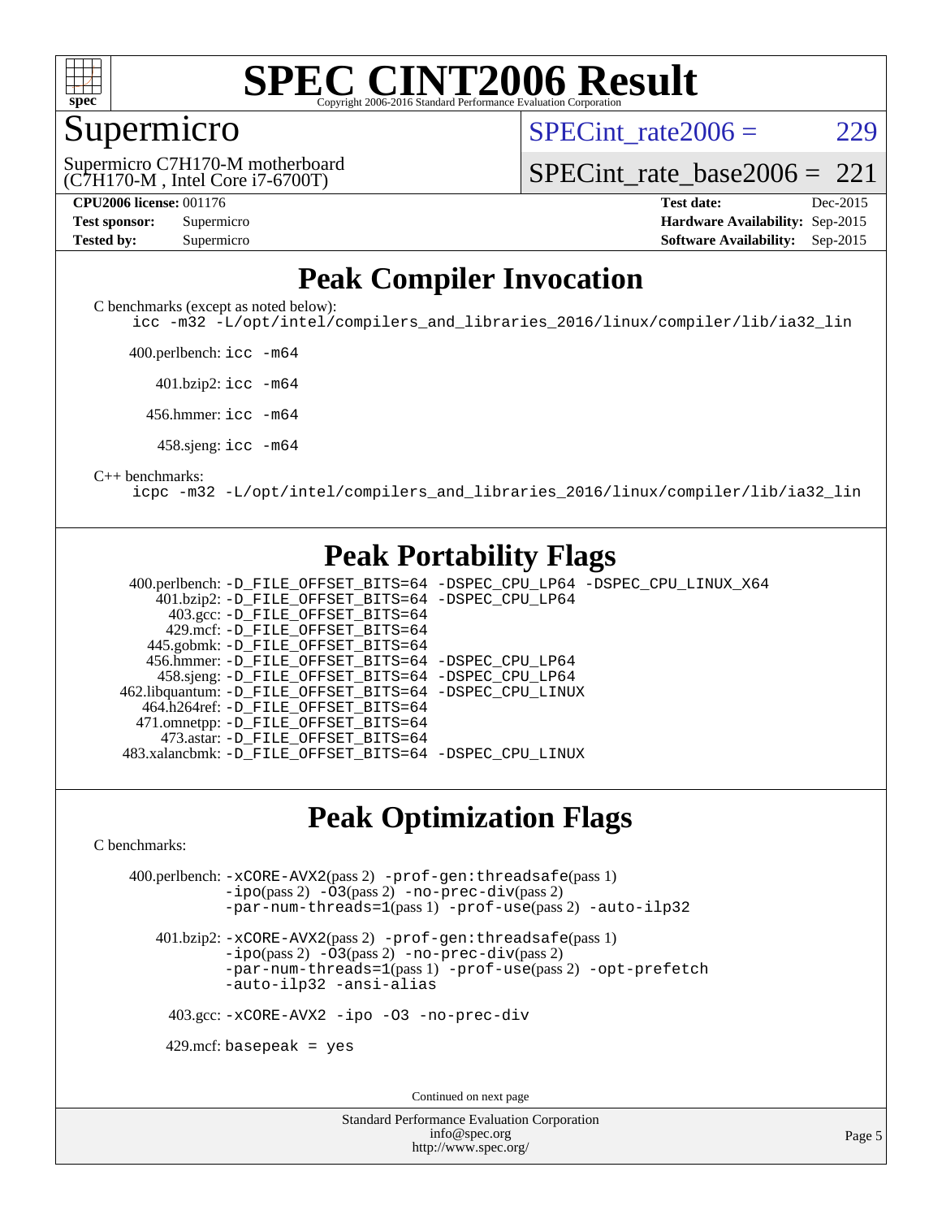# SPEC CINT2006 Result

Copyright 2006-2016 Standard Performance Evaluation Corporation

## Supermicro

Supermicro C7H170-M motherboard
(C7H170-M , Intel Core i7-6700T)

SPECint_rate2006 = 229

SPECint_rate_base2006 = 221

| | | | |
|---|---|---|---|
| **CPU2006 license:** 001176 | | **Test date:** | Dec-2015 |
| **Test sponsor:** | Supermicro | **Hardware Availability:** | Sep-2015 |
| **Tested by:** | Supermicro | **Software Availability:** | Sep-2015 |

## Peak Compiler Invocation

C benchmarks (except as noted below):
icc -m32 -L/opt/intel/compilers_and_libraries_2016/linux/compiler/lib/ia32_lin

400.perlbench: icc -m64

401.bzip2: icc -m64

456.hmmer: icc -m64

458.sjeng: icc -m64

C++ benchmarks:
icpc -m32 -L/opt/intel/compilers_and_libraries_2016/linux/compiler/lib/ia32_lin

## Peak Portability Flags

400.perlbench: -D_FILE_OFFSET_BITS=64 -DSPEC_CPU_LP64 -DSPEC_CPU_LINUX_X64
401.bzip2: -D_FILE_OFFSET_BITS=64 -DSPEC_CPU_LP64
403.gcc: -D_FILE_OFFSET_BITS=64
429.mcf: -D_FILE_OFFSET_BITS=64
445.gobmk: -D_FILE_OFFSET_BITS=64
456.hmmer: -D_FILE_OFFSET_BITS=64 -DSPEC_CPU_LP64
458.sjeng: -D_FILE_OFFSET_BITS=64 -DSPEC_CPU_LP64
462.libquantum: -D_FILE_OFFSET_BITS=64 -DSPEC_CPU_LINUX
464.h264ref: -D_FILE_OFFSET_BITS=64
471.omnetpp: -D_FILE_OFFSET_BITS=64
473.astar: -D_FILE_OFFSET_BITS=64
483.xalancbmk: -D_FILE_OFFSET_BITS=64 -DSPEC_CPU_LINUX

## Peak Optimization Flags

C benchmarks:

400.perlbench: -xCORE-AVX2(pass 2) -prof-gen:threadsafe(pass 1) -ipo(pass 2) -O3(pass 2) -no-prec-div(pass 2) -par-num-threads=1(pass 1) -prof-use(pass 2) -auto-ilp32

401.bzip2: -xCORE-AVX2(pass 2) -prof-gen:threadsafe(pass 1) -ipo(pass 2) -O3(pass 2) -no-prec-div(pass 2) -par-num-threads=1(pass 1) -prof-use(pass 2) -opt-prefetch -auto-ilp32 -ansi-alias

403.gcc: -xCORE-AVX2 -ipo -O3 -no-prec-div

429.mcf: basepeak = yes

Continued on next page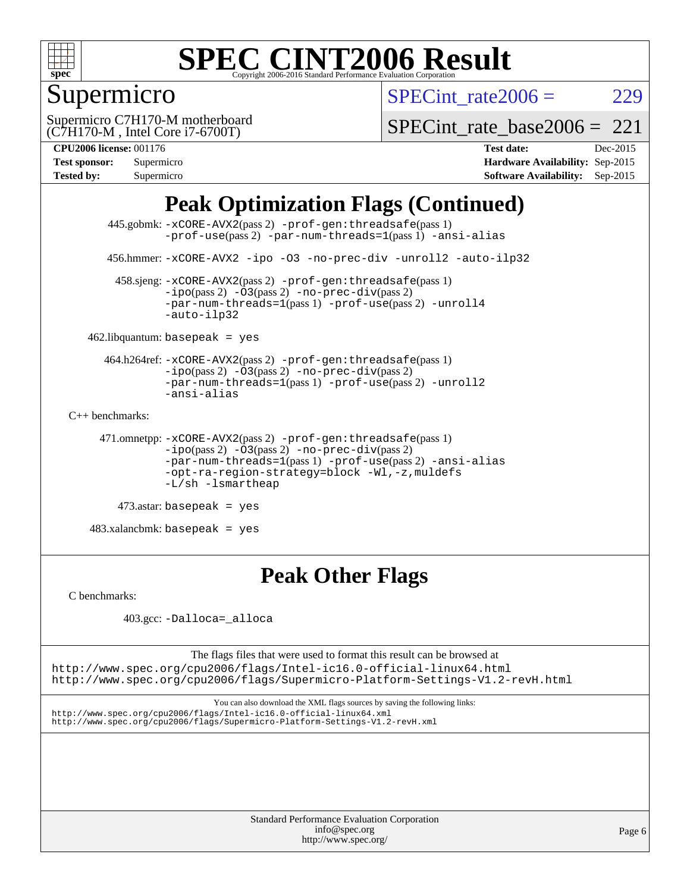# SPEC CINT2006 Result

Copyright 2006-2016 Standard Performance Evaluation Corporation

## Supermicro

Supermicro C7H170-M motherboard
(C7H170-M , Intel Core i7-6700T)

SPECint_rate2006 = 229

SPECint_rate_base2006 = 221

| | | | |
|---|---|---|---|
| **CPU2006 license:** | 001176 | **Test date:** | Dec-2015 |
| **Test sponsor:** | Supermicro | **Hardware Availability:** | Sep-2015 |
| **Tested by:** | Supermicro | **Software Availability:** | Sep-2015 |

## Peak Optimization Flags (Continued)

445.gobmk: -xCORE-AVX2(pass 2) -prof-gen:threadsafe(pass 1) -prof-use(pass 2) -par-num-threads=1(pass 1) -ansi-alias

456.hmmer: -xCORE-AVX2 -ipo -O3 -no-prec-div -unroll2 -auto-ilp32

458.sjeng: -xCORE-AVX2(pass 2) -prof-gen:threadsafe(pass 1) -ipo(pass 2) -O3(pass 2) -no-prec-div(pass 2) -par-num-threads=1(pass 1) -prof-use(pass 2) -unroll4 -auto-ilp32

462.libquantum: basepeak = yes

464.h264ref: -xCORE-AVX2(pass 2) -prof-gen:threadsafe(pass 1) -ipo(pass 2) -O3(pass 2) -no-prec-div(pass 2) -par-num-threads=1(pass 1) -prof-use(pass 2) -unroll2 -ansi-alias

C++ benchmarks:

471.omnetpp: -xCORE-AVX2(pass 2) -prof-gen:threadsafe(pass 1) -ipo(pass 2) -O3(pass 2) -no-prec-div(pass 2) -par-num-threads=1(pass 1) -prof-use(pass 2) -ansi-alias -opt-ra-region-strategy=block -Wl,-z,muldefs -L/sh -lsmartheap

473.astar: basepeak = yes

483.xalancbmk: basepeak = yes

## Peak Other Flags

C benchmarks:

403.gcc: -Dalloca=_alloca

The flags files that were used to format this result can be browsed at
http://www.spec.org/cpu2006/flags/Intel-ic16.0-official-linux64.html
http://www.spec.org/cpu2006/flags/Supermicro-Platform-Settings-V1.2-revH.html

You can also download the XML flags sources by saving the following links:
http://www.spec.org/cpu2006/flags/Intel-ic16.0-official-linux64.xml
http://www.spec.org/cpu2006/flags/Supermicro-Platform-Settings-V1.2-revH.xml

Standard Performance Evaluation Corporation
info@spec.org
http://www.spec.org/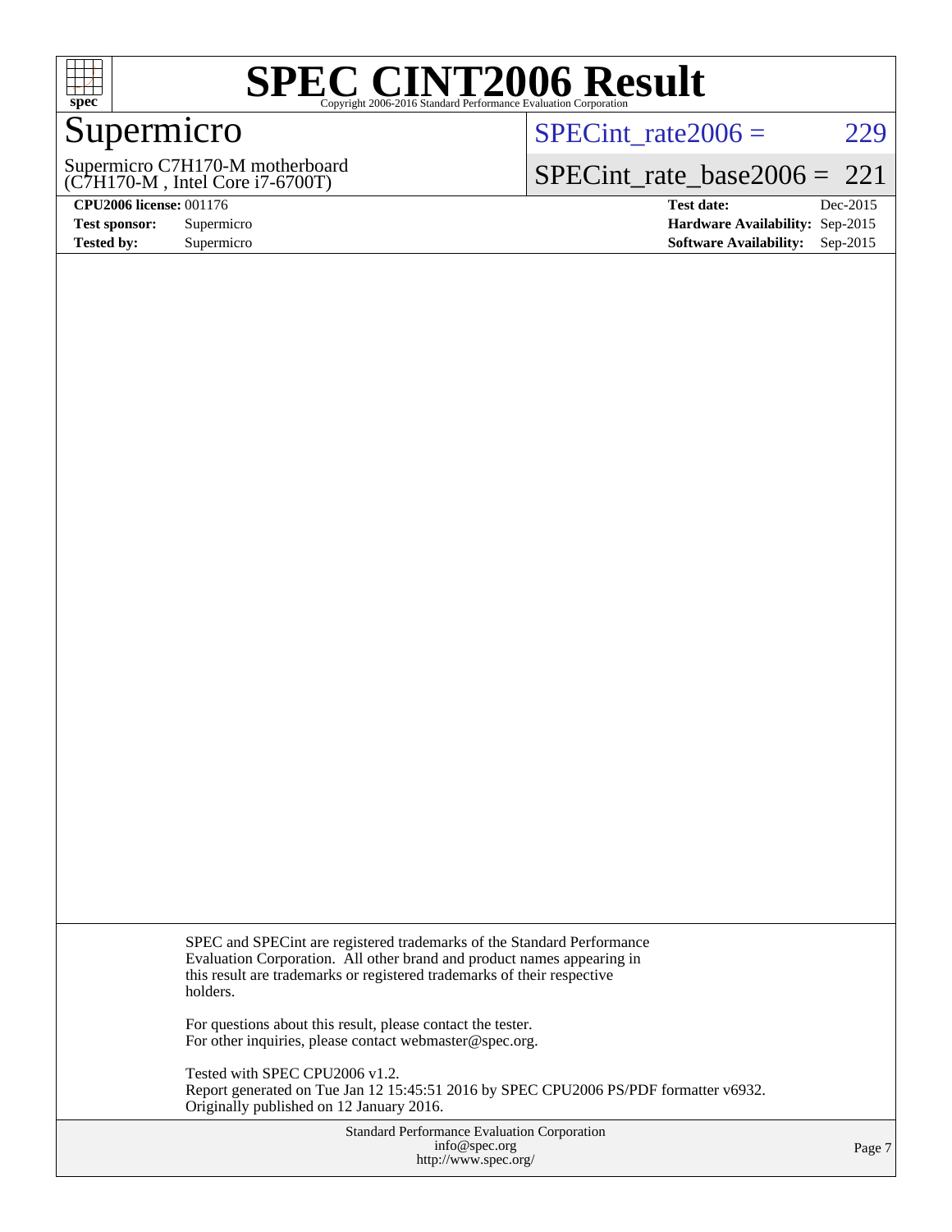SPEC and SPECint are registered trademarks of the Standard Performance Evaluation Corporation. All other brand and product names appearing in this result are trademarks or registered trademarks of their respective holders.

For questions about this result, please contact the tester.
For other inquiries, please contact webmaster@spec.org.

Tested with SPEC CPU2006 v1.2.
Report generated on Tue Jan 12 15:45:51 2016 by SPEC CPU2006 PS/PDF formatter v6932.
Originally published on 12 January 2016.